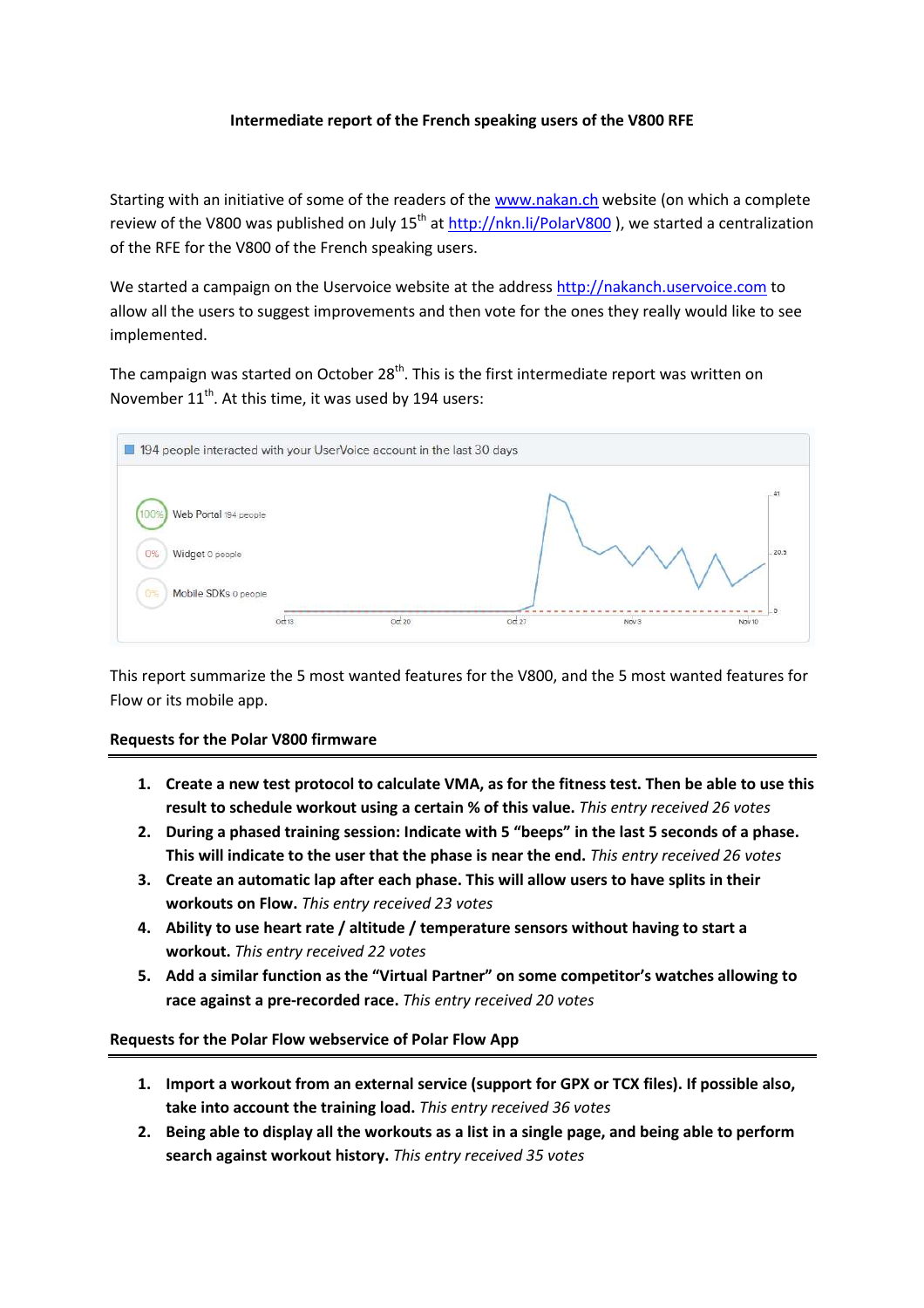**Intermediate report of the French speaking users of the V800 RFE**

Starting with an initiative of some of the readers of the [www.nakan.ch](http://www.nakan.ch) website (on which a complete review of the V800 was published on July 15th at [http://nkn.li/PolarV800](http://nkn.li/PolarV800) ), we started a centralization of the RFE for the V800 of the French speaking users.

We started a campaign on the Uservoice website at the address [http://nakanch.uservoice.com](http://nakanch.uservoice.com) to allow all the users to suggest improvements and then vote for the ones they really would like to see implemented.

The campaign was started on October 28th. This is the first intermediate report was written on November 11th. At this time, it was used by 194 users:

This report summarize the 5 most wanted features for the V800, and the 5 most wanted features for Flow or its mobile app.

**Requests for the Polar V800 firmware**

---

1. **Create a new test protocol to calculate VMA, as for the fitness test. Then be able to use this result to schedule workout using a certain % of this value.** *This entry received 26 votes*
2. **During a phased training session: Indicate with 5 "beeps" in the last 5 seconds of a phase. This will indicate to the user that the phase is near the end.** *This entry received 26 votes*
3. **Create an automatic lap after each phase. This will allow users to have splits in their workouts on Flow.** *This entry received 23 votes*
4. **Ability to use heart rate / altitude / temperature sensors without having to start a workout.** *This entry received 22 votes*
5. **Add a similar function as the "Virtual Partner" on some competitor's watches allowing to race against a pre-recorded race.** *This entry received 20 votes*

**Requests for the Polar Flow webservice of Polar Flow App**

---

1. **Import a workout from an external service (support for GPX or TCX files). If possible also, take into account the training load.** *This entry received 36 votes*
2. **Being able to display all the workouts as a list in a single page, and being able to perform search against workout history.** *This entry received 35 votes*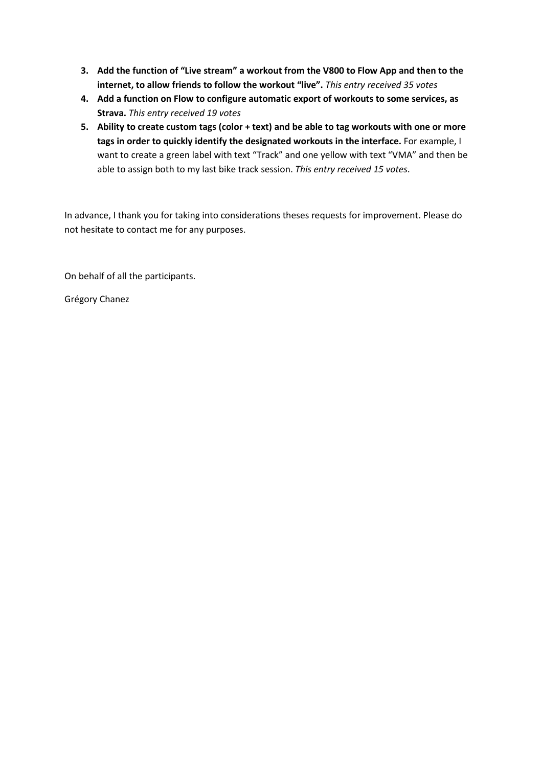3. **Add the function of “Live stream” a workout from the V800 to Flow App and then to the internet, to allow friends to follow the workout “live”.** *This entry received 35 votes*
4. **Add a function on Flow to configure automatic export of workouts to some services, as Strava.** *This entry received 19 votes*
5. **Ability to create custom tags (color + text) and be able to tag workouts with one or more tags in order to quickly identify the designated workouts in the interface.** For example, I want to create a green label with text “Track” and one yellow with text “VMA” and then be able to assign both to my last bike track session. *This entry received 15 votes*.

In advance, I thank you for taking into considerations theses requests for improvement. Please do not hesitate to contact me for any purposes.

On behalf of all the participants.

Grégory Chanez